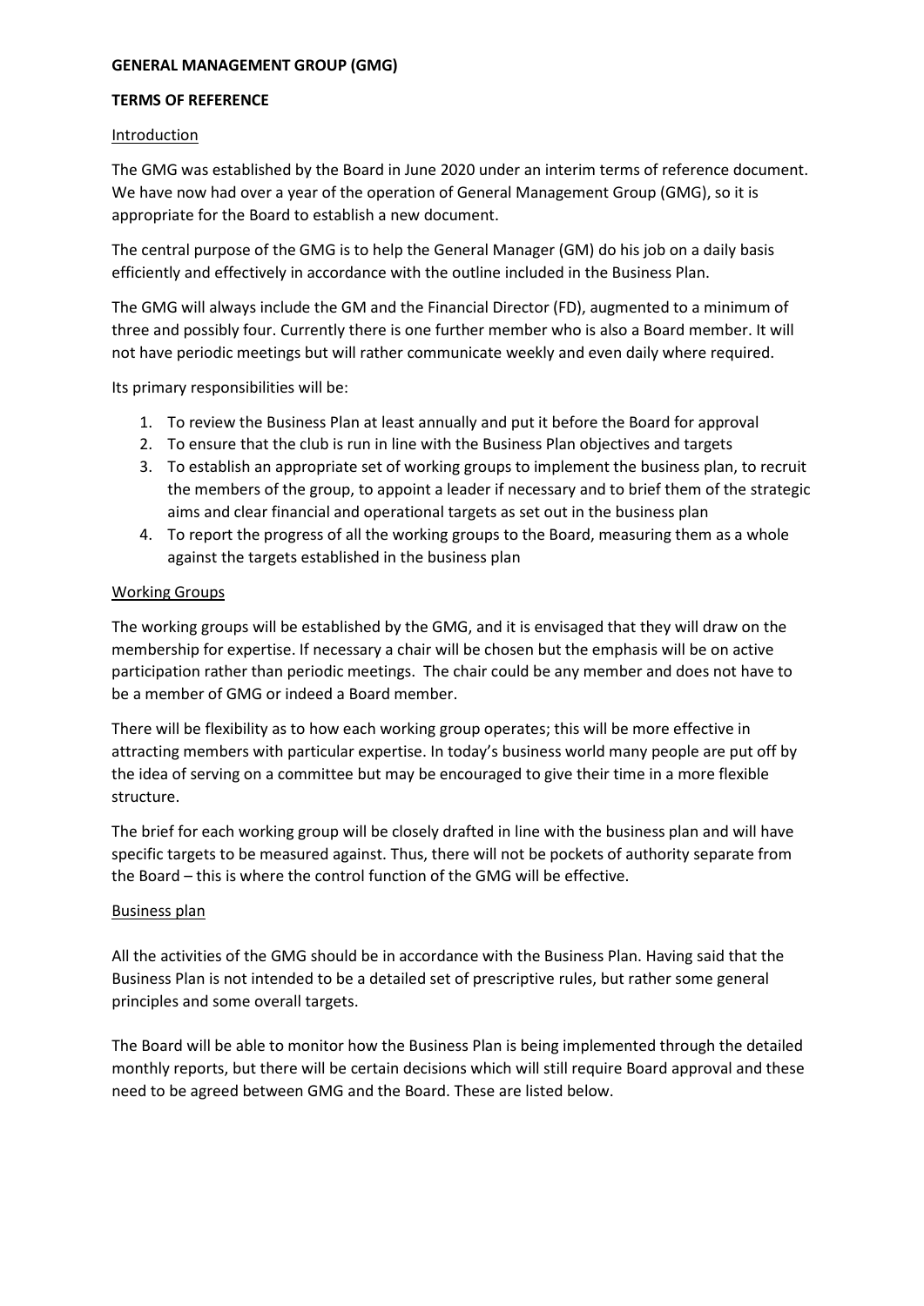**GENERAL MANAGEMENT GROUP (GMG)**

**TERMS OF REFERENCE**

## Introduction

The GMG was established by the Board in June 2020 under an interim terms of reference document. We have now had over a year of the operation of General Management Group (GMG), so it is appropriate for the Board to establish a new document.

The central purpose of the GMG is to help the General Manager (GM) do his job on a daily basis efficiently and effectively in accordance with the outline included in the Business Plan.

The GMG will always include the GM and the Financial Director (FD), augmented to a minimum of three and possibly four. Currently there is one further member who is also a Board member. It will not have periodic meetings but will rather communicate weekly and even daily where required.

Its primary responsibilities will be:

1. To review the Business Plan at least annually and put it before the Board for approval
2. To ensure that the club is run in line with the Business Plan objectives and targets
3. To establish an appropriate set of working groups to implement the business plan, to recruit the members of the group, to appoint a leader if necessary and to brief them of the strategic aims and clear financial and operational targets as set out in the business plan
4. To report the progress of all the working groups to the Board, measuring them as a whole against the targets established in the business plan

## Working Groups

The working groups will be established by the GMG, and it is envisaged that they will draw on the membership for expertise. If necessary a chair will be chosen but the emphasis will be on active participation rather than periodic meetings. The chair could be any member and does not have to be a member of GMG or indeed a Board member.

There will be flexibility as to how each working group operates; this will be more effective in attracting members with particular expertise. In today's business world many people are put off by the idea of serving on a committee but may be encouraged to give their time in a more flexible structure.

The brief for each working group will be closely drafted in line with the business plan and will have specific targets to be measured against. Thus, there will not be pockets of authority separate from the Board – this is where the control function of the GMG will be effective.

## Business plan

All the activities of the GMG should be in accordance with the Business Plan. Having said that the Business Plan is not intended to be a detailed set of prescriptive rules, but rather some general principles and some overall targets.

The Board will be able to monitor how the Business Plan is being implemented through the detailed monthly reports, but there will be certain decisions which will still require Board approval and these need to be agreed between GMG and the Board. These are listed below.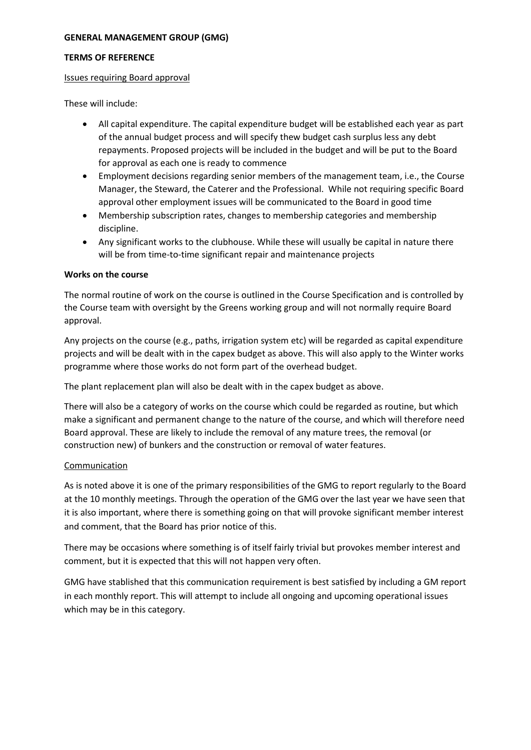**GENERAL MANAGEMENT GROUP (GMG)**

**TERMS OF REFERENCE**

Issues requiring Board approval

These will include:

- All capital expenditure. The capital expenditure budget will be established each year as part of the annual budget process and will specify thew budget cash surplus less any debt repayments. Proposed projects will be included in the budget and will be put to the Board for approval as each one is ready to commence
- Employment decisions regarding senior members of the management team, i.e., the Course Manager, the Steward, the Caterer and the Professional. While not requiring specific Board approval other employment issues will be communicated to the Board in good time
- Membership subscription rates, changes to membership categories and membership discipline.
- Any significant works to the clubhouse. While these will usually be capital in nature there will be from time-to-time significant repair and maintenance projects

**Works on the course**

The normal routine of work on the course is outlined in the Course Specification and is controlled by the Course team with oversight by the Greens working group and will not normally require Board approval.

Any projects on the course (e.g., paths, irrigation system etc) will be regarded as capital expenditure projects and will be dealt with in the capex budget as above. This will also apply to the Winter works programme where those works do not form part of the overhead budget.

The plant replacement plan will also be dealt with in the capex budget as above.

There will also be a category of works on the course which could be regarded as routine, but which make a significant and permanent change to the nature of the course, and which will therefore need Board approval. These are likely to include the removal of any mature trees, the removal (or construction new) of bunkers and the construction or removal of water features.

Communication

As is noted above it is one of the primary responsibilities of the GMG to report regularly to the Board at the 10 monthly meetings. Through the operation of the GMG over the last year we have seen that it is also important, where there is something going on that will provoke significant member interest and comment, that the Board has prior notice of this.

There may be occasions where something is of itself fairly trivial but provokes member interest and comment, but it is expected that this will not happen very often.

GMG have stablished that this communication requirement is best satisfied by including a GM report in each monthly report. This will attempt to include all ongoing and upcoming operational issues which may be in this category.